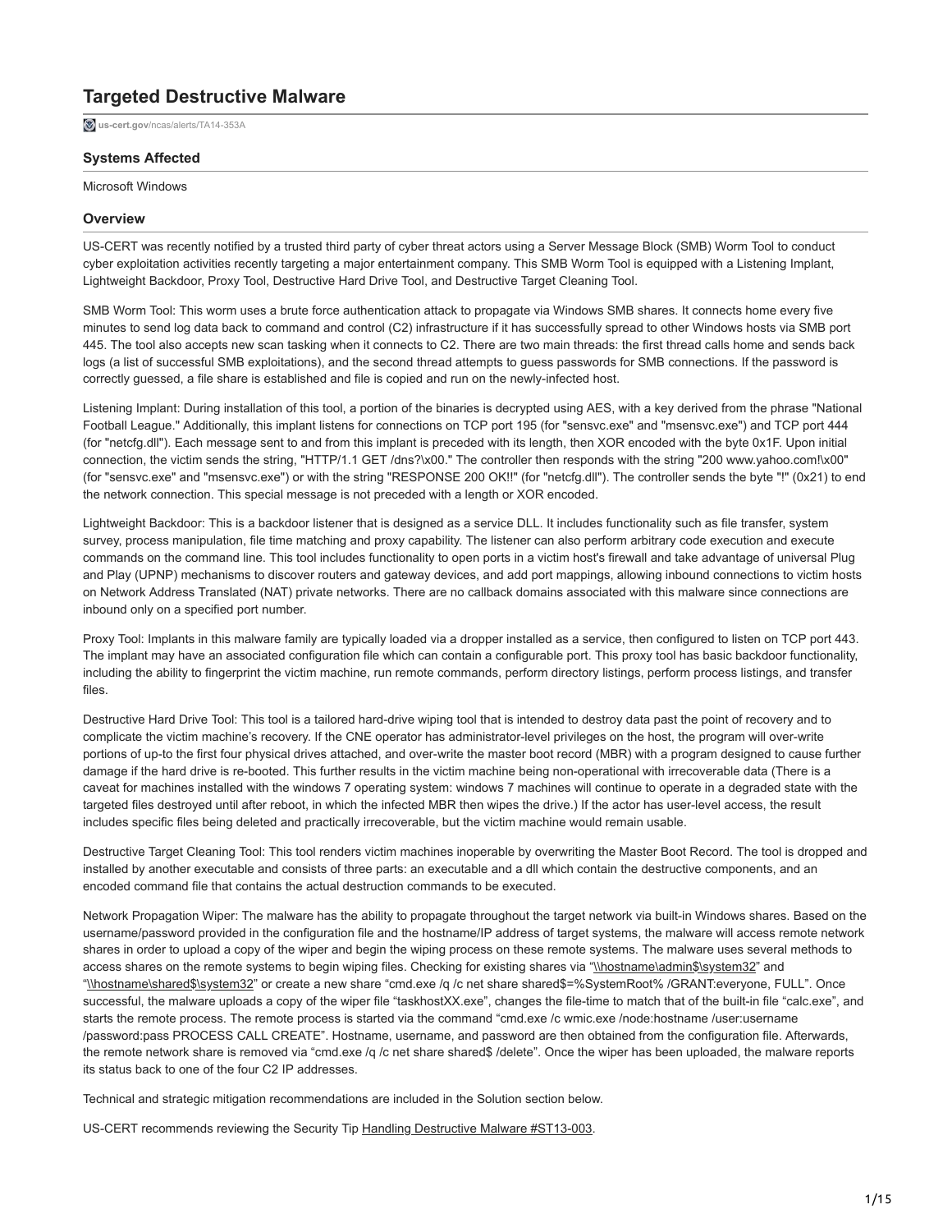# Targeted Destructive Malware

us-cert.gov/ncas/alerts/TA14-353A

### Systems Affected

Microsoft Windows

### Overview

US-CERT was recently notified by a trusted third party of cyber threat actors using a Server Message Block (SMB) Worm Tool to conduct cyber exploitation activities recently targeting a major entertainment company. This SMB Worm Tool is equipped with a Listening Implant, Lightweight Backdoor, Proxy Tool, Destructive Hard Drive Tool, and Destructive Target Cleaning Tool.

SMB Worm Tool: This worm uses a brute force authentication attack to propagate via Windows SMB shares. It connects home every five minutes to send log data back to command and control (C2) infrastructure if it has successfully spread to other Windows hosts via SMB port 445. The tool also accepts new scan tasking when it connects to C2. There are two main threads: the first thread calls home and sends back logs (a list of successful SMB exploitations), and the second thread attempts to guess passwords for SMB connections. If the password is correctly guessed, a file share is established and file is copied and run on the newly-infected host.

Listening Implant: During installation of this tool, a portion of the binaries is decrypted using AES, with a key derived from the phrase "National Football League." Additionally, this implant listens for connections on TCP port 195 (for "sensvc.exe" and "msensvc.exe") and TCP port 444 (for "netcfg.dll"). Each message sent to and from this implant is preceded with its length, then XOR encoded with the byte 0x1F. Upon initial connection, the victim sends the string, "HTTP/1.1 GET /dns?\x00." The controller then responds with the string "200 www.yahoo.com!\x00" (for "sensvc.exe" and "msensvc.exe") or with the string "RESPONSE 200 OK!!" (for "netcfg.dll"). The controller sends the byte "!" (0x21) to end the network connection. This special message is not preceded with a length or XOR encoded.

Lightweight Backdoor: This is a backdoor listener that is designed as a service DLL. It includes functionality such as file transfer, system survey, process manipulation, file time matching and proxy capability. The listener can also perform arbitrary code execution and execute commands on the command line. This tool includes functionality to open ports in a victim host's firewall and take advantage of universal Plug and Play (UPNP) mechanisms to discover routers and gateway devices, and add port mappings, allowing inbound connections to victim hosts on Network Address Translated (NAT) private networks. There are no callback domains associated with this malware since connections are inbound only on a specified port number.

Proxy Tool: Implants in this malware family are typically loaded via a dropper installed as a service, then configured to listen on TCP port 443. The implant may have an associated configuration file which can contain a configurable port. This proxy tool has basic backdoor functionality, including the ability to fingerprint the victim machine, run remote commands, perform directory listings, perform process listings, and transfer files.

Destructive Hard Drive Tool: This tool is a tailored hard-drive wiping tool that is intended to destroy data past the point of recovery and to complicate the victim machine's recovery. If the CNE operator has administrator-level privileges on the host, the program will over-write portions of up-to the first four physical drives attached, and over-write the master boot record (MBR) with a program designed to cause further damage if the hard drive is re-booted. This further results in the victim machine being non-operational with irrecoverable data (There is a caveat for machines installed with the windows 7 operating system: windows 7 machines will continue to operate in a degraded state with the targeted files destroyed until after reboot, in which the infected MBR then wipes the drive.) If the actor has user-level access, the result includes specific files being deleted and practically irrecoverable, but the victim machine would remain usable.

Destructive Target Cleaning Tool: This tool renders victim machines inoperable by overwriting the Master Boot Record. The tool is dropped and installed by another executable and consists of three parts: an executable and a dll which contain the destructive components, and an encoded command file that contains the actual destruction commands to be executed.

Network Propagation Wiper: The malware has the ability to propagate throughout the target network via built-in Windows shares. Based on the username/password provided in the configuration file and the hostname/IP address of target systems, the malware will access remote network shares in order to upload a copy of the wiper and begin the wiping process on these remote systems. The malware uses several methods to access shares on the remote systems to begin wiping files. Checking for existing shares via "\\hostname\admin$\system32" and "\\hostname\shared$\system32" or create a new share "cmd.exe /q /c net share shared$=%SystemRoot% /GRANT:everyone, FULL". Once successful, the malware uploads a copy of the wiper file "taskhostXX.exe", changes the file-time to match that of the built-in file "calc.exe", and starts the remote process. The remote process is started via the command "cmd.exe /c wmic.exe /node:hostname /user:username /password:pass PROCESS CALL CREATE". Hostname, username, and password are then obtained from the configuration file. Afterwards, the remote network share is removed via "cmd.exe /q /c net share shared$ /delete". Once the wiper has been uploaded, the malware reports its status back to one of the four C2 IP addresses.

Technical and strategic mitigation recommendations are included in the Solution section below.

US-CERT recommends reviewing the Security Tip Handling Destructive Malware #ST13-003.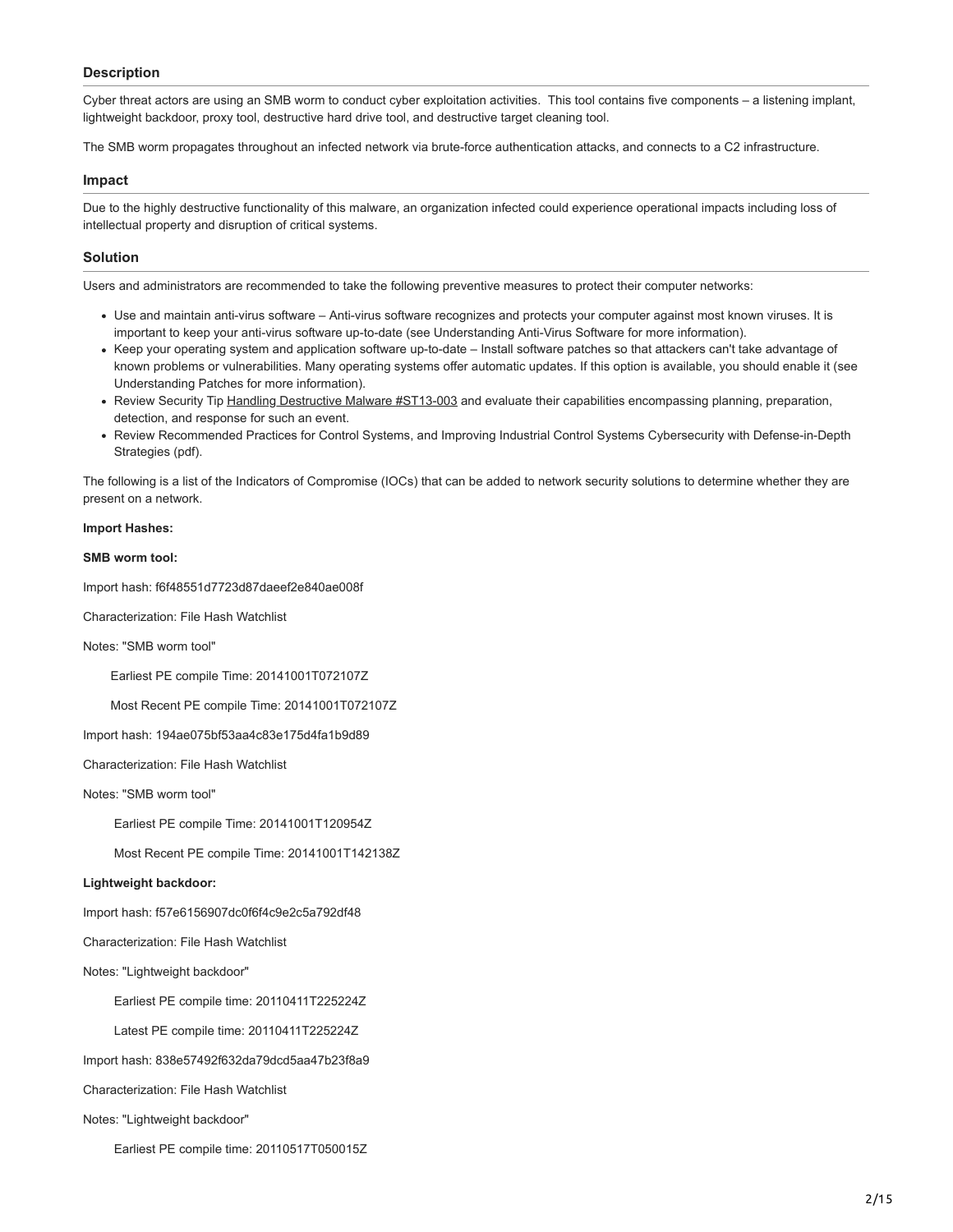### Description

Cyber threat actors are using an SMB worm to conduct cyber exploitation activities. This tool contains five components – a listening implant, lightweight backdoor, proxy tool, destructive hard drive tool, and destructive target cleaning tool.

The SMB worm propagates throughout an infected network via brute-force authentication attacks, and connects to a C2 infrastructure.

### Impact

Due to the highly destructive functionality of this malware, an organization infected could experience operational impacts including loss of intellectual property and disruption of critical systems.

### Solution

Users and administrators are recommended to take the following preventive measures to protect their computer networks:

- Use and maintain anti-virus software – Anti-virus software recognizes and protects your computer against most known viruses. It is important to keep your anti-virus software up-to-date (see Understanding Anti-Virus Software for more information).
- Keep your operating system and application software up-to-date – Install software patches so that attackers can't take advantage of known problems or vulnerabilities. Many operating systems offer automatic updates. If this option is available, you should enable it (see Understanding Patches for more information).
- Review Security Tip Handling Destructive Malware #ST13-003 and evaluate their capabilities encompassing planning, preparation, detection, and response for such an event.
- Review Recommended Practices for Control Systems, and Improving Industrial Control Systems Cybersecurity with Defense-in-Depth Strategies (pdf).

The following is a list of the Indicators of Compromise (IOCs) that can be added to network security solutions to determine whether they are present on a network.

**Import Hashes:**

**SMB worm tool:**

Import hash: f6f48551d7723d87daeef2e840ae008f

Characterization: File Hash Watchlist

Notes: "SMB worm tool"

Earliest PE compile Time: 20141001T072107Z

Most Recent PE compile Time: 20141001T072107Z

Import hash: 194ae075bf53aa4c83e175d4fa1b9d89

Characterization: File Hash Watchlist

Notes: "SMB worm tool"

Earliest PE compile Time: 20141001T120954Z

Most Recent PE compile Time: 20141001T142138Z

**Lightweight backdoor:**

Import hash: f57e6156907dc0f6f4c9e2c5a792df48

Characterization: File Hash Watchlist

Notes: "Lightweight backdoor"

Earliest PE compile time: 20110411T225224Z

Latest PE compile time: 20110411T225224Z

Import hash: 838e57492f632da79dcd5aa47b23f8a9

Characterization: File Hash Watchlist

Notes: "Lightweight backdoor"

Earliest PE compile time: 20110517T050015Z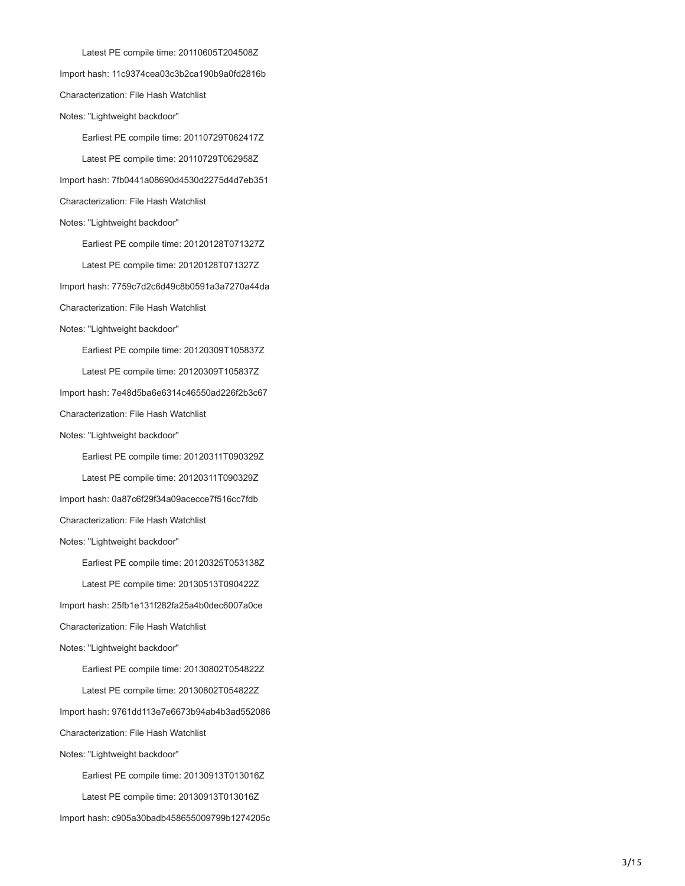Latest PE compile time: 20110605T204508Z

Import hash: 11c9374cea03c3b2ca190b9a0fd2816b

Characterization: File Hash Watchlist

Notes: "Lightweight backdoor"

Earliest PE compile time: 20110729T062417Z

Latest PE compile time: 20110729T062958Z

Import hash: 7fb0441a08690d4530d2275d4d7eb351

Characterization: File Hash Watchlist

Notes: "Lightweight backdoor"

Earliest PE compile time: 20120128T071327Z

Latest PE compile time: 20120128T071327Z

Import hash: 7759c7d2c6d49c8b0591a3a7270a44da

Characterization: File Hash Watchlist

Notes: "Lightweight backdoor"

Earliest PE compile time: 20120309T105837Z

Latest PE compile time: 20120309T105837Z

Import hash: 7e48d5ba6e6314c46550ad226f2b3c67

Characterization: File Hash Watchlist

Notes: "Lightweight backdoor"

Earliest PE compile time: 20120311T090329Z

Latest PE compile time: 20120311T090329Z

Import hash: 0a87c6f29f34a09acecce7f516cc7fdb

Characterization: File Hash Watchlist

Notes: "Lightweight backdoor"

Earliest PE compile time: 20120325T053138Z

Latest PE compile time: 20130513T090422Z

Import hash: 25fb1e131f282fa25a4b0dec6007a0ce

Characterization: File Hash Watchlist

Notes: "Lightweight backdoor"

Earliest PE compile time: 20130802T054822Z

Latest PE compile time: 20130802T054822Z

Import hash: 9761dd113e7e6673b94ab4b3ad552086

Characterization: File Hash Watchlist

Notes: "Lightweight backdoor"

Earliest PE compile time: 20130913T013016Z

Latest PE compile time: 20130913T013016Z

Import hash: c905a30badb458655009799b1274205c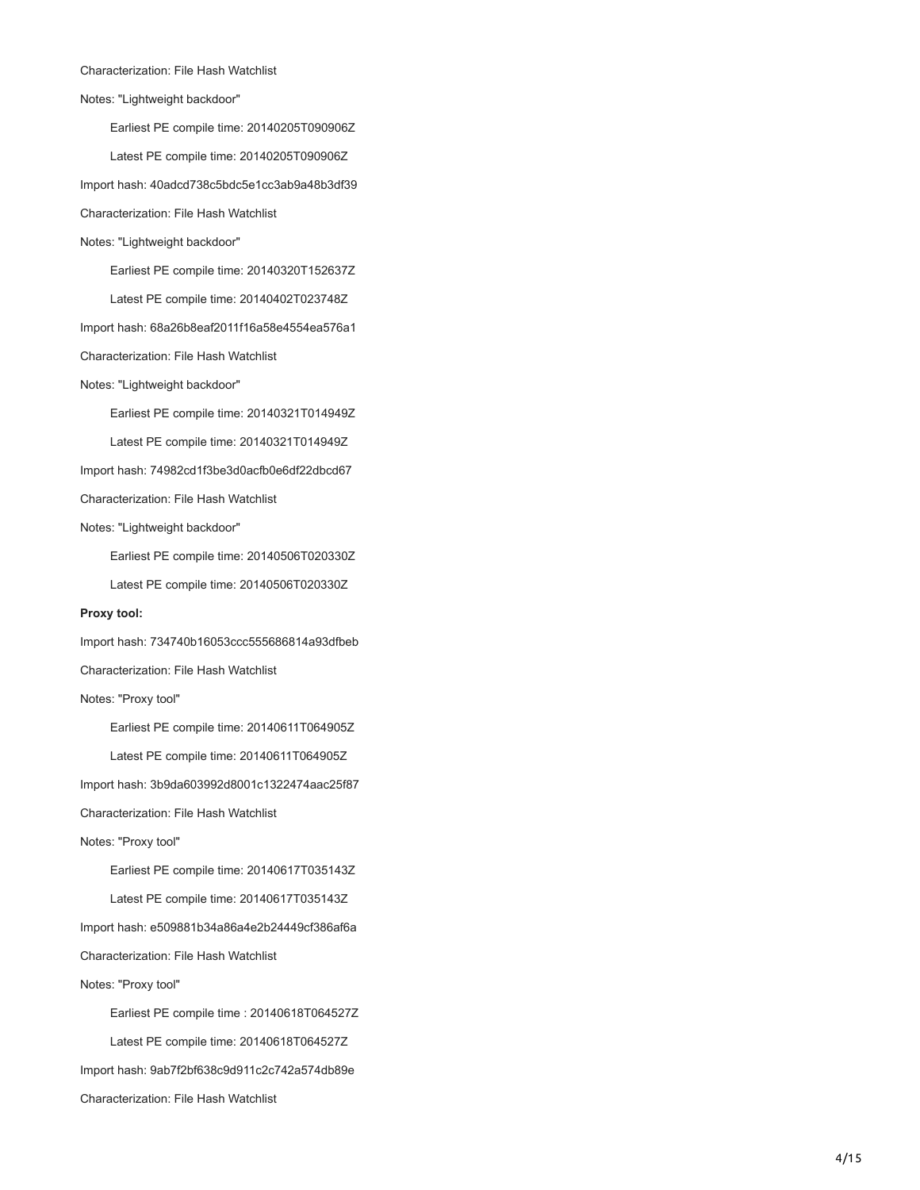Characterization: File Hash Watchlist

Notes: "Lightweight backdoor"

Earliest PE compile time: 20140205T090906Z

Latest PE compile time: 20140205T090906Z

Import hash: 40adcd738c5bdc5e1cc3ab9a48b3df39

Characterization: File Hash Watchlist

Notes: "Lightweight backdoor"

Earliest PE compile time: 20140320T152637Z

Latest PE compile time: 20140402T023748Z

Import hash: 68a26b8eaf2011f16a58e4554ea576a1

Characterization: File Hash Watchlist

Notes: "Lightweight backdoor"

Earliest PE compile time: 20140321T014949Z

Latest PE compile time: 20140321T014949Z

Import hash: 74982cd1f3be3d0acfb0e6df22dbcd67

Characterization: File Hash Watchlist

Notes: "Lightweight backdoor"

Earliest PE compile time: 20140506T020330Z

Latest PE compile time: 20140506T020330Z

**Proxy tool:**

Import hash: 734740b16053ccc555686814a93dfbeb

Characterization: File Hash Watchlist

Notes: "Proxy tool"

Earliest PE compile time: 20140611T064905Z

Latest PE compile time: 20140611T064905Z

Import hash: 3b9da603992d8001c1322474aac25f87

Characterization: File Hash Watchlist

Notes: "Proxy tool"

Earliest PE compile time: 20140617T035143Z

Latest PE compile time: 20140617T035143Z

Import hash: e509881b34a86a4e2b24449cf386af6a

Characterization: File Hash Watchlist

Notes: "Proxy tool"

Earliest PE compile time : 20140618T064527Z

Latest PE compile time: 20140618T064527Z

Import hash: 9ab7f2bf638c9d911c2c742a574db89e

Characterization: File Hash Watchlist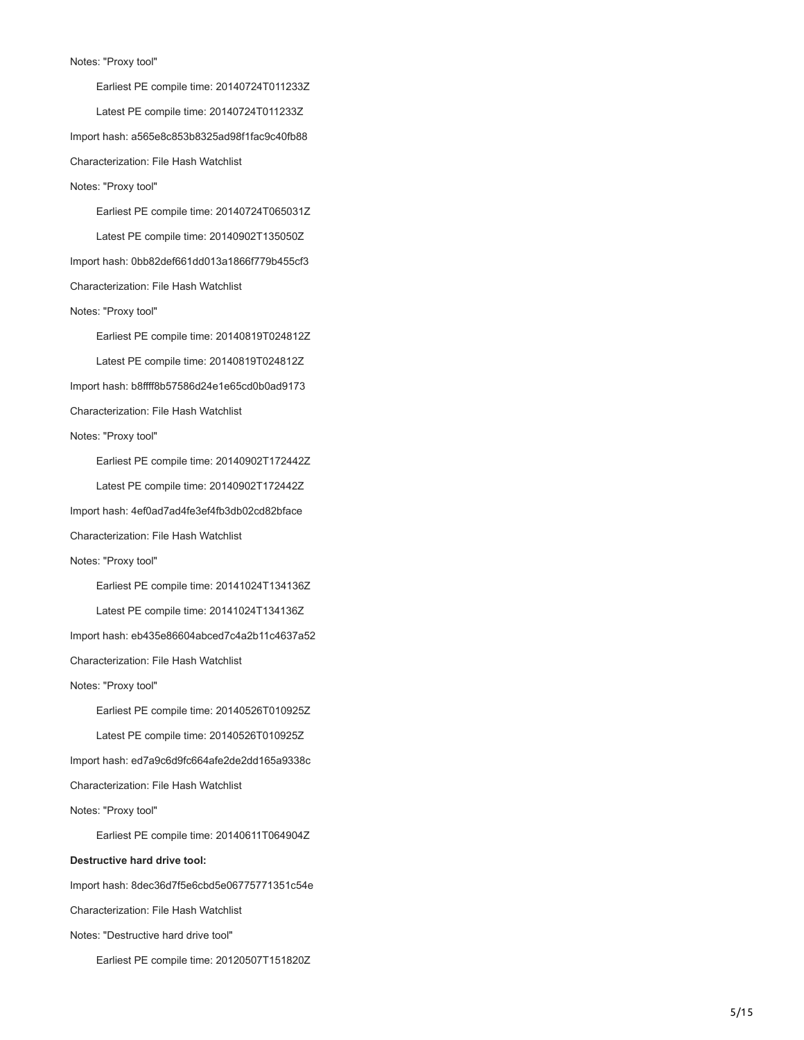Notes: "Proxy tool"

Earliest PE compile time: 20140724T011233Z

Latest PE compile time: 20140724T011233Z

Import hash: a565e8c853b8325ad98f1fac9c40fb88

Characterization: File Hash Watchlist

Notes: "Proxy tool"

Earliest PE compile time: 20140724T065031Z

Latest PE compile time: 20140902T135050Z

Import hash: 0bb82def661dd013a1866f779b455cf3

Characterization: File Hash Watchlist

Notes: "Proxy tool"

Earliest PE compile time: 20140819T024812Z

Latest PE compile time: 20140819T024812Z

Import hash: b8ffff8b57586d24e1e65cd0b0ad9173

Characterization: File Hash Watchlist

Notes: "Proxy tool"

Earliest PE compile time: 20140902T172442Z

Latest PE compile time: 20140902T172442Z

Import hash: 4ef0ad7ad4fe3ef4fb3db02cd82bface

Characterization: File Hash Watchlist

Notes: "Proxy tool"

Earliest PE compile time: 20141024T134136Z

Latest PE compile time: 20141024T134136Z

Import hash: eb435e86604abced7c4a2b11c4637a52

Characterization: File Hash Watchlist

Notes: "Proxy tool"

Earliest PE compile time: 20140526T010925Z

Latest PE compile time: 20140526T010925Z

Import hash: ed7a9c6d9fc664afe2de2dd165a9338c

Characterization: File Hash Watchlist

Notes: "Proxy tool"

Earliest PE compile time: 20140611T064904Z

**Destructive hard drive tool:**

Import hash: 8dec36d7f5e6cbd5e06775771351c54e

Characterization: File Hash Watchlist

Notes: "Destructive hard drive tool"

Earliest PE compile time: 20120507T151820Z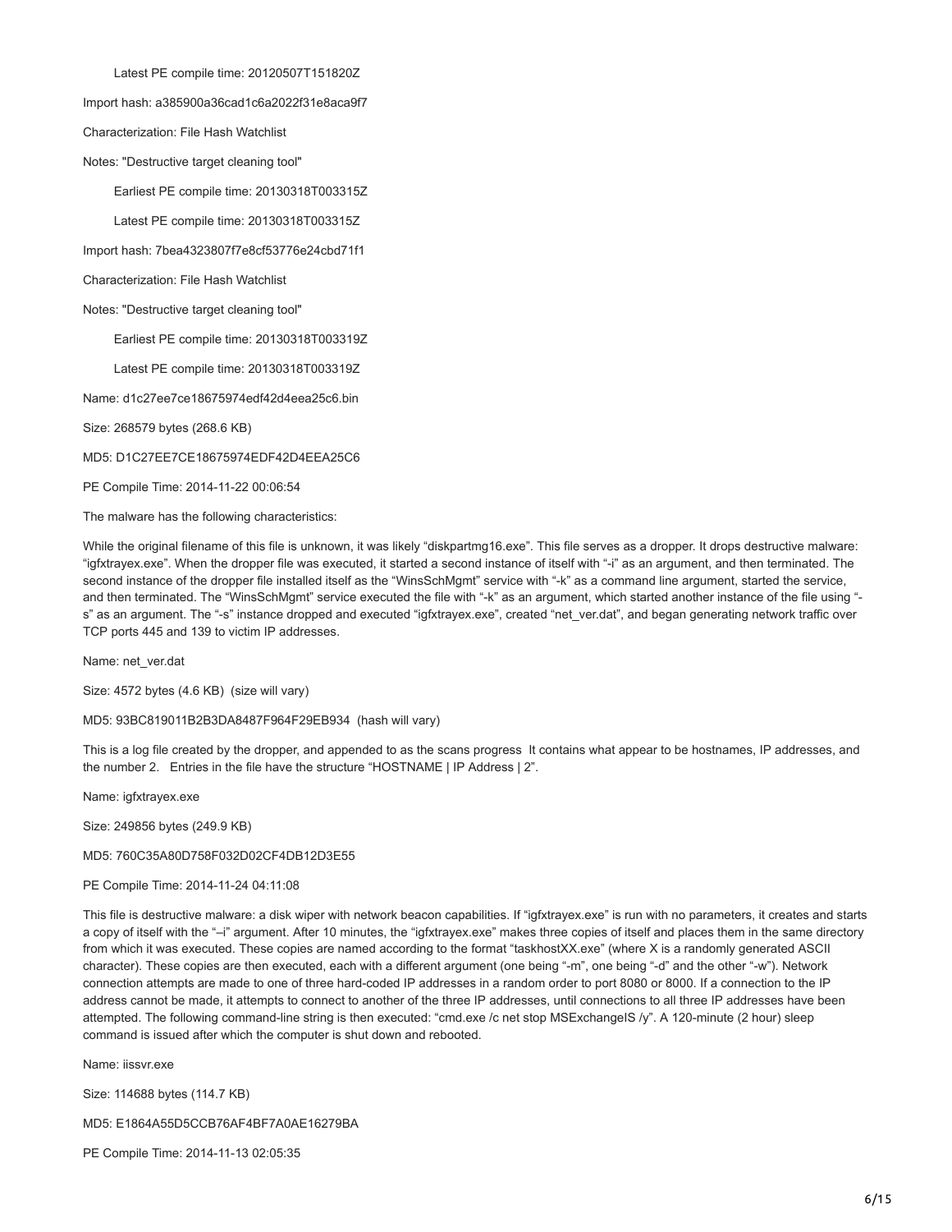Latest PE compile time: 20120507T151820Z

Import hash: a385900a36cad1c6a2022f31e8aca9f7

Characterization: File Hash Watchlist

Notes: "Destructive target cleaning tool"

Earliest PE compile time: 20130318T003315Z

Latest PE compile time: 20130318T003315Z

Import hash: 7bea4323807f7e8cf53776e24cbd71f1

Characterization: File Hash Watchlist

Notes: "Destructive target cleaning tool"

Earliest PE compile time: 20130318T003319Z

Latest PE compile time: 20130318T003319Z

Name: d1c27ee7ce18675974edf42d4eea25c6.bin

Size: 268579 bytes (268.6 KB)

MD5: D1C27EE7CE18675974EDF42D4EEA25C6

PE Compile Time: 2014-11-22 00:06:54

The malware has the following characteristics:

While the original filename of this file is unknown, it was likely "diskpartmg16.exe". This file serves as a dropper. It drops destructive malware: "igfxtrayex.exe". When the dropper file was executed, it started a second instance of itself with "-i" as an argument, and then terminated. The second instance of the dropper file installed itself as the "WinsSchMgmt" service with "-k" as a command line argument, started the service, and then terminated. The "WinsSchMgmt" service executed the file with "-k" as an argument, which started another instance of the file using "-s" as an argument. The "-s" instance dropped and executed "igfxtrayex.exe", created "net_ver.dat", and began generating network traffic over TCP ports 445 and 139 to victim IP addresses.

Name: net_ver.dat

Size: 4572 bytes (4.6 KB)  (size will vary)

MD5: 93BC819011B2B3DA8487F964F29EB934  (hash will vary)

This is a log file created by the dropper, and appended to as the scans progress  It contains what appear to be hostnames, IP addresses, and the number 2.   Entries in the file have the structure "HOSTNAME | IP Address | 2".

Name: igfxtrayex.exe

Size: 249856 bytes (249.9 KB)

MD5: 760C35A80D758F032D02CF4DB12D3E55

PE Compile Time: 2014-11-24 04:11:08

This file is destructive malware: a disk wiper with network beacon capabilities. If "igfxtrayex.exe" is run with no parameters, it creates and starts a copy of itself with the "–i" argument. After 10 minutes, the "igfxtrayex.exe" makes three copies of itself and places them in the same directory from which it was executed. These copies are named according to the format "taskhostXX.exe" (where X is a randomly generated ASCII character). These copies are then executed, each with a different argument (one being "-m", one being "-d" and the other "-w"). Network connection attempts are made to one of three hard-coded IP addresses in a random order to port 8080 or 8000. If a connection to the IP address cannot be made, it attempts to connect to another of the three IP addresses, until connections to all three IP addresses have been attempted. The following command-line string is then executed: "cmd.exe /c net stop MSExchangeIS /y". A 120-minute (2 hour) sleep command is issued after which the computer is shut down and rebooted.

Name: iissvr.exe

Size: 114688 bytes (114.7 KB)

MD5: E1864A55D5CCB76AF4BF7A0AE16279BA

PE Compile Time: 2014-11-13 02:05:35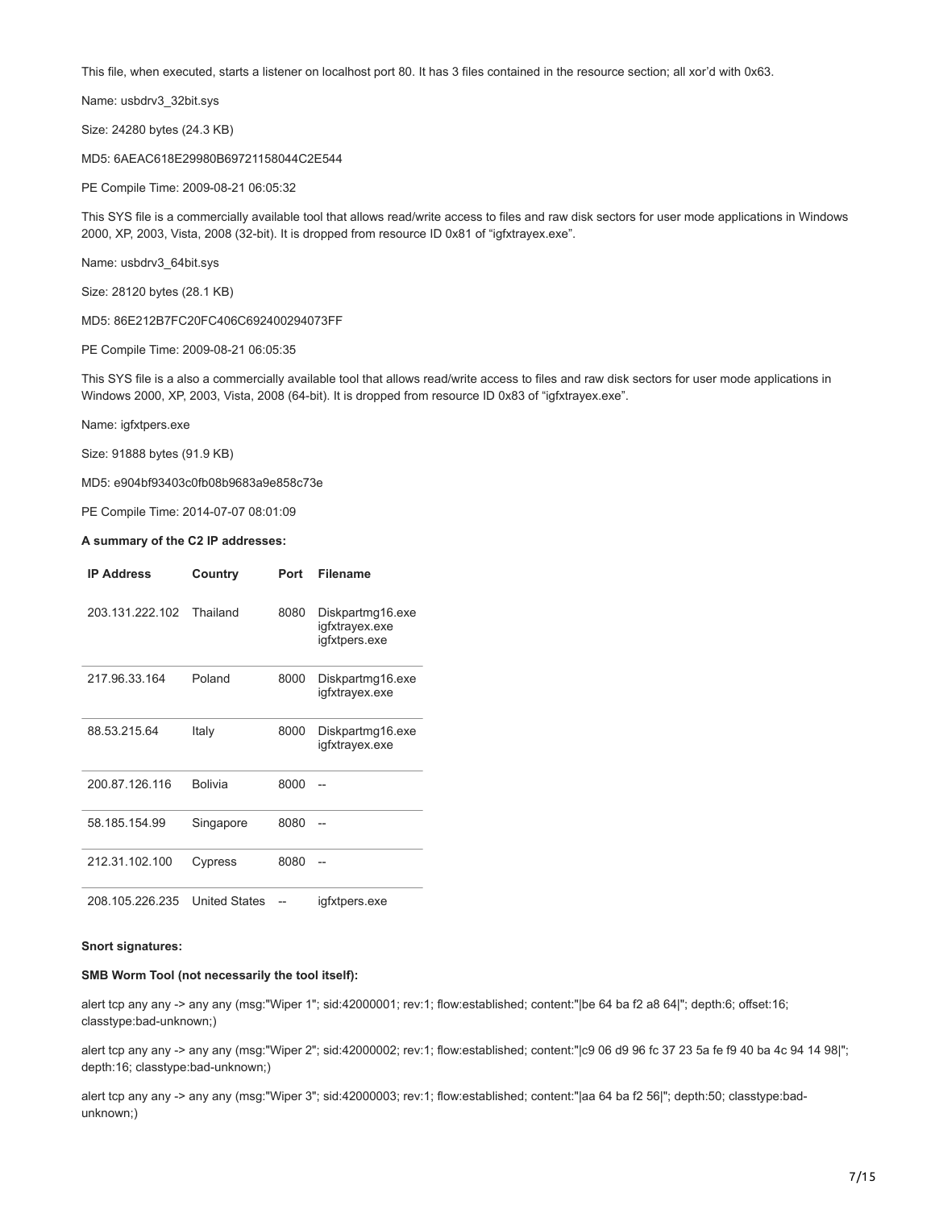This file, when executed, starts a listener on localhost port 80. It has 3 files contained in the resource section; all xor'd with 0x63.

Name: usbdrv3_32bit.sys

Size: 24280 bytes (24.3 KB)

MD5: 6AEAC618E29980B69721158044C2E544

PE Compile Time: 2009-08-21 06:05:32

This SYS file is a commercially available tool that allows read/write access to files and raw disk sectors for user mode applications in Windows 2000, XP, 2003, Vista, 2008 (32-bit). It is dropped from resource ID 0x81 of "igfxtrayex.exe".

Name: usbdrv3_64bit.sys

Size: 28120 bytes (28.1 KB)

MD5: 86E212B7FC20FC406C692400294073FF

PE Compile Time: 2009-08-21 06:05:35

This SYS file is a also a commercially available tool that allows read/write access to files and raw disk sectors for user mode applications in Windows 2000, XP, 2003, Vista, 2008 (64-bit). It is dropped from resource ID 0x83 of "igfxtrayex.exe".

Name: igfxtpers.exe

Size: 91888 bytes (91.9 KB)

MD5: e904bf93403c0fb08b9683a9e858c73e

PE Compile Time: 2014-07-07 08:01:09

**A summary of the C2 IP addresses:**

| IP Address | Country | Port | Filename |
|---|---|---|---|
| 203.131.222.102 | Thailand | 8080 | Diskpartmg16.exe igfxtrayex.exe igfxtpers.exe |
| 217.96.33.164 | Poland | 8000 | Diskpartmg16.exe igfxtrayex.exe |
| 88.53.215.64 | Italy | 8000 | Diskpartmg16.exe igfxtrayex.exe |
| 200.87.126.116 | Bolivia | 8000 | -- |
| 58.185.154.99 | Singapore | 8080 | -- |
| 212.31.102.100 | Cypress | 8080 | -- |
| 208.105.226.235 | United States | -- | igfxtpers.exe |

**Snort signatures:**

**SMB Worm Tool (not necessarily the tool itself):**

alert tcp any any -> any any (msg:"Wiper 1"; sid:42000001; rev:1; flow:established; content:"|be 64 ba f2 a8 64|"; depth:6; offset:16; classtype:bad-unknown;)

alert tcp any any -> any any (msg:"Wiper 2"; sid:42000002; rev:1; flow:established; content:"|c9 06 d9 96 fc 37 23 5a fe f9 40 ba 4c 94 14 98|"; depth:16; classtype:bad-unknown;)

alert tcp any any -> any any (msg:"Wiper 3"; sid:42000003; rev:1; flow:established; content:"|aa 64 ba f2 56|"; depth:50; classtype:bad-unknown;)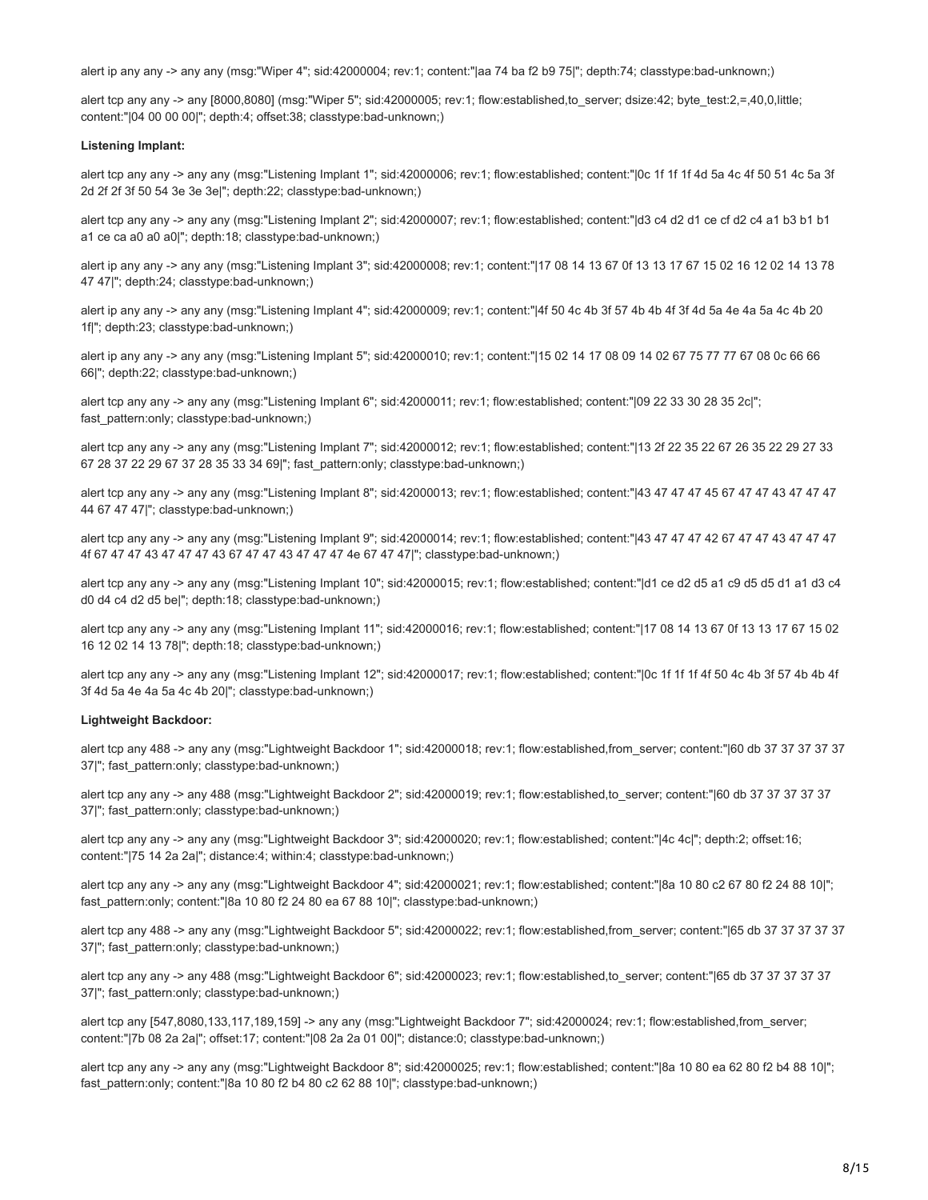alert ip any any -> any any (msg:"Wiper 4"; sid:42000004; rev:1; content:"|aa 74 ba f2 b9 75|"; depth:74; classtype:bad-unknown;)

alert tcp any any -> any [8000,8080] (msg:"Wiper 5"; sid:42000005; rev:1; flow:established,to_server; dsize:42; byte_test:2,=,40,0,little; content:"|04 00 00 00|"; depth:4; offset:38; classtype:bad-unknown;)

**Listening Implant:**

alert tcp any any -> any any (msg:"Listening Implant 1"; sid:42000006; rev:1; flow:established; content:"|0c 1f 1f 1f 4d 5a 4c 4f 50 51 4c 5a 3f 2d 2f 2f 3f 50 54 3e 3e 3e|"; depth:22; classtype:bad-unknown;)

alert tcp any any -> any any (msg:"Listening Implant 2"; sid:42000007; rev:1; flow:established; content:"|d3 c4 d2 d1 ce cf d2 c4 a1 b3 b1 b1 a1 ce ca a0 a0 a0|"; depth:18; classtype:bad-unknown;)

alert ip any any -> any any (msg:"Listening Implant 3"; sid:42000008; rev:1; content:"|17 08 14 13 67 0f 13 13 17 67 15 02 16 12 02 14 13 78 47 47|"; depth:24; classtype:bad-unknown;)

alert ip any any -> any any (msg:"Listening Implant 4"; sid:42000009; rev:1; content:"|4f 50 4c 4b 3f 57 4b 4b 4f 3f 4d 5a 4e 4a 5a 4c 4b 20 1f|"; depth:23; classtype:bad-unknown;)

alert ip any any -> any any (msg:"Listening Implant 5"; sid:42000010; rev:1; content:"|15 02 14 17 08 09 14 02 67 75 77 77 67 08 0c 66 66 66|"; depth:22; classtype:bad-unknown;)

alert tcp any any -> any any (msg:"Listening Implant 6"; sid:42000011; rev:1; flow:established; content:"|09 22 33 30 28 35 2c|"; fast_pattern:only; classtype:bad-unknown;)

alert tcp any any -> any any (msg:"Listening Implant 7"; sid:42000012; rev:1; flow:established; content:"|13 2f 22 35 22 67 26 35 22 29 27 33 67 28 37 22 29 67 37 28 35 33 34 69|"; fast_pattern:only; classtype:bad-unknown;)

alert tcp any any -> any any (msg:"Listening Implant 8"; sid:42000013; rev:1; flow:established; content:"|43 47 47 47 45 67 47 47 43 47 47 47 44 67 47 47|"; classtype:bad-unknown;)

alert tcp any any -> any any (msg:"Listening Implant 9"; sid:42000014; rev:1; flow:established; content:"|43 47 47 47 42 67 47 47 43 47 47 47 4f 67 47 47 43 47 47 47 43 67 47 47 43 47 47 47 4e 67 47 47|"; classtype:bad-unknown;)

alert tcp any any -> any any (msg:"Listening Implant 10"; sid:42000015; rev:1; flow:established; content:"|d1 ce d2 d5 a1 c9 d5 d5 d1 a1 d3 c4 d0 d4 c4 d2 d5 be|"; depth:18; classtype:bad-unknown;)

alert tcp any any -> any any (msg:"Listening Implant 11"; sid:42000016; rev:1; flow:established; content:"|17 08 14 13 67 0f 13 13 17 67 15 02 16 12 02 14 13 78|"; depth:18; classtype:bad-unknown;)

alert tcp any any -> any any (msg:"Listening Implant 12"; sid:42000017; rev:1; flow:established; content:"|0c 1f 1f 1f 4f 50 4c 4b 3f 57 4b 4b 4f 3f 4d 5a 4e 4a 5a 4c 4b 20|"; classtype:bad-unknown;)

**Lightweight Backdoor:**

alert tcp any 488 -> any any (msg:"Lightweight Backdoor 1"; sid:42000018; rev:1; flow:established,from_server; content:"|60 db 37 37 37 37 37 37|"; fast_pattern:only; classtype:bad-unknown;)

alert tcp any any -> any 488 (msg:"Lightweight Backdoor 2"; sid:42000019; rev:1; flow:established,to_server; content:"|60 db 37 37 37 37 37 37|"; fast_pattern:only; classtype:bad-unknown;)

alert tcp any any -> any any (msg:"Lightweight Backdoor 3"; sid:42000020; rev:1; flow:established; content:"|4c 4c|"; depth:2; offset:16; content:"|75 14 2a 2a|"; distance:4; within:4; classtype:bad-unknown;)

alert tcp any any -> any any (msg:"Lightweight Backdoor 4"; sid:42000021; rev:1; flow:established; content:"|8a 10 80 c2 67 80 f2 24 88 10|"; fast_pattern:only; content:"|8a 10 80 f2 24 80 ea 67 88 10|"; classtype:bad-unknown;)

alert tcp any 488 -> any any (msg:"Lightweight Backdoor 5"; sid:42000022; rev:1; flow:established,from_server; content:"|65 db 37 37 37 37 37 37|"; fast_pattern:only; classtype:bad-unknown;)

alert tcp any any -> any 488 (msg:"Lightweight Backdoor 6"; sid:42000023; rev:1; flow:established,to_server; content:"|65 db 37 37 37 37 37 37|"; fast_pattern:only; classtype:bad-unknown;)

alert tcp any [547,8080,133,117,189,159] -> any any (msg:"Lightweight Backdoor 7"; sid:42000024; rev:1; flow:established,from_server; content:"|7b 08 2a 2a|"; offset:17; content:"|08 2a 2a 01 00|"; distance:0; classtype:bad-unknown;)

alert tcp any any -> any any (msg:"Lightweight Backdoor 8"; sid:42000025; rev:1; flow:established; content:"|8a 10 80 ea 62 80 f2 b4 88 10|"; fast_pattern:only; content:"|8a 10 80 f2 b4 80 c2 62 88 10|"; classtype:bad-unknown;)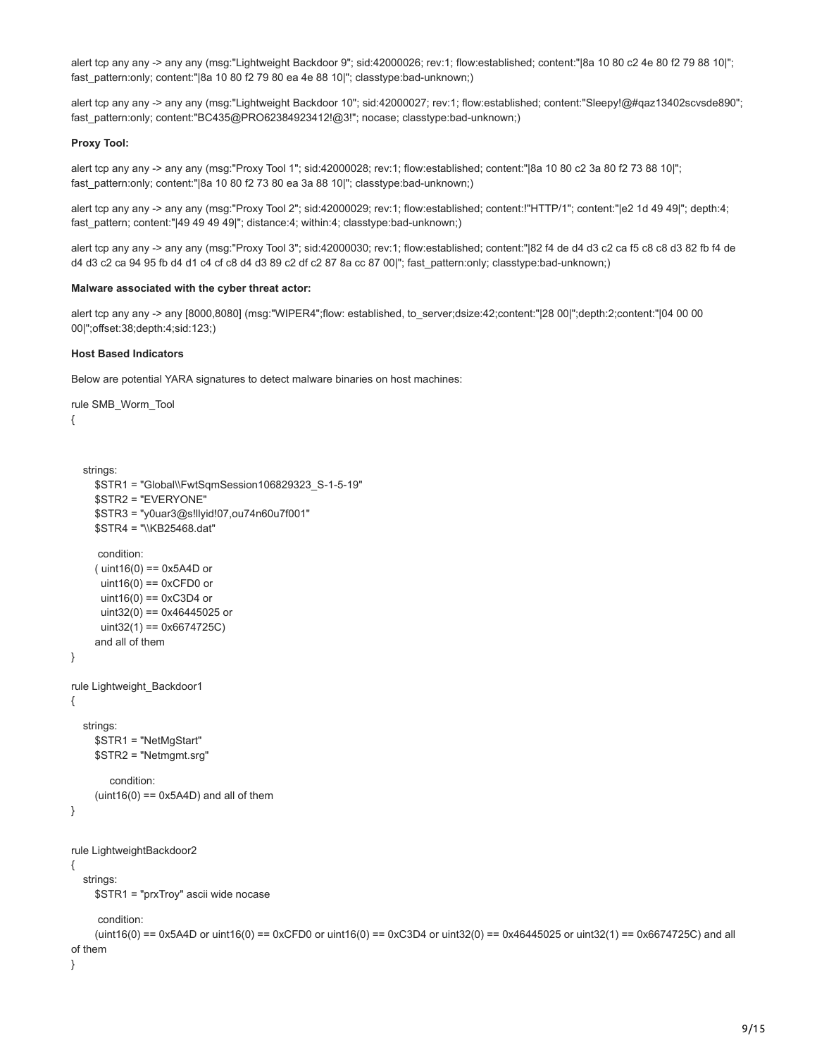alert tcp any any -> any any (msg:"Lightweight Backdoor 9"; sid:42000026; rev:1; flow:established; content:"|8a 10 80 c2 4e 80 f2 79 88 10|"; fast_pattern:only; content:"|8a 10 80 f2 79 80 ea 4e 88 10|"; classtype:bad-unknown;)

alert tcp any any -> any any (msg:"Lightweight Backdoor 10"; sid:42000027; rev:1; flow:established; content:"Sleepy!@#qaz13402scvsde890"; fast_pattern:only; content:"BC435@PRO62384923412!@3!"; nocase; classtype:bad-unknown;)

**Proxy Tool:**

alert tcp any any -> any any (msg:"Proxy Tool 1"; sid:42000028; rev:1; flow:established; content:"|8a 10 80 c2 3a 80 f2 73 88 10|"; fast_pattern:only; content:"|8a 10 80 f2 73 80 ea 3a 88 10|"; classtype:bad-unknown;)

alert tcp any any -> any any (msg:"Proxy Tool 2"; sid:42000029; rev:1; flow:established; content:!"HTTP/1"; content:"|e2 1d 49 49|"; depth:4; fast_pattern; content:"|49 49 49 49|"; distance:4; within:4; classtype:bad-unknown;)

alert tcp any any -> any any (msg:"Proxy Tool 3"; sid:42000030; rev:1; flow:established; content:"|82 f4 de d4 d3 c2 ca f5 c8 c8 d3 82 fb f4 de d4 d3 c2 ca 94 95 fb d4 d1 c4 cf c8 d4 d3 89 c2 df c2 87 8a cc 87 00|"; fast_pattern:only; classtype:bad-unknown;)

**Malware associated with the cyber threat actor:**

alert tcp any any -> any [8000,8080] (msg:"WIPER4";flow: established, to_server;dsize:42;content:"|28 00|";depth:2;content:"|04 00 00 00|";offset:38;depth:4;sid:123;)

**Host Based Indicators**

Below are potential YARA signatures to detect malware binaries on host machines:

```
rule SMB_Worm_Tool
{

   strings:
      $STR1 = "Global\\FwtSqmSession106829323_S-1-5-19"
      $STR2 = "EVERYONE"
      $STR3 = "y0uar3@s!llyid!07,ou74n60u7f001"
      $STR4 = "\\KB25468.dat"

       condition:
      ( uint16(0) == 0x5A4D or
        uint16(0) == 0xCFD0 or
        uint16(0) == 0xC3D4 or
        uint32(0) == 0x46445025 or
        uint32(1) == 0x6674725C)
      and all of them
}

rule Lightweight_Backdoor1
{

   strings:
      $STR1 = "NetMgStart"
      $STR2 = "Netmgmt.srg"

          condition:
      (uint16(0) == 0x5A4D) and all of them
}


rule LightweightBackdoor2
{
   strings:
      $STR1 = "prxTroy" ascii wide nocase

       condition:
      (uint16(0) == 0x5A4D or uint16(0) == 0xCFD0 or uint16(0) == 0xC3D4 or uint32(0) == 0x46445025 or uint32(1) == 0x6674725C) and all
of them
}
```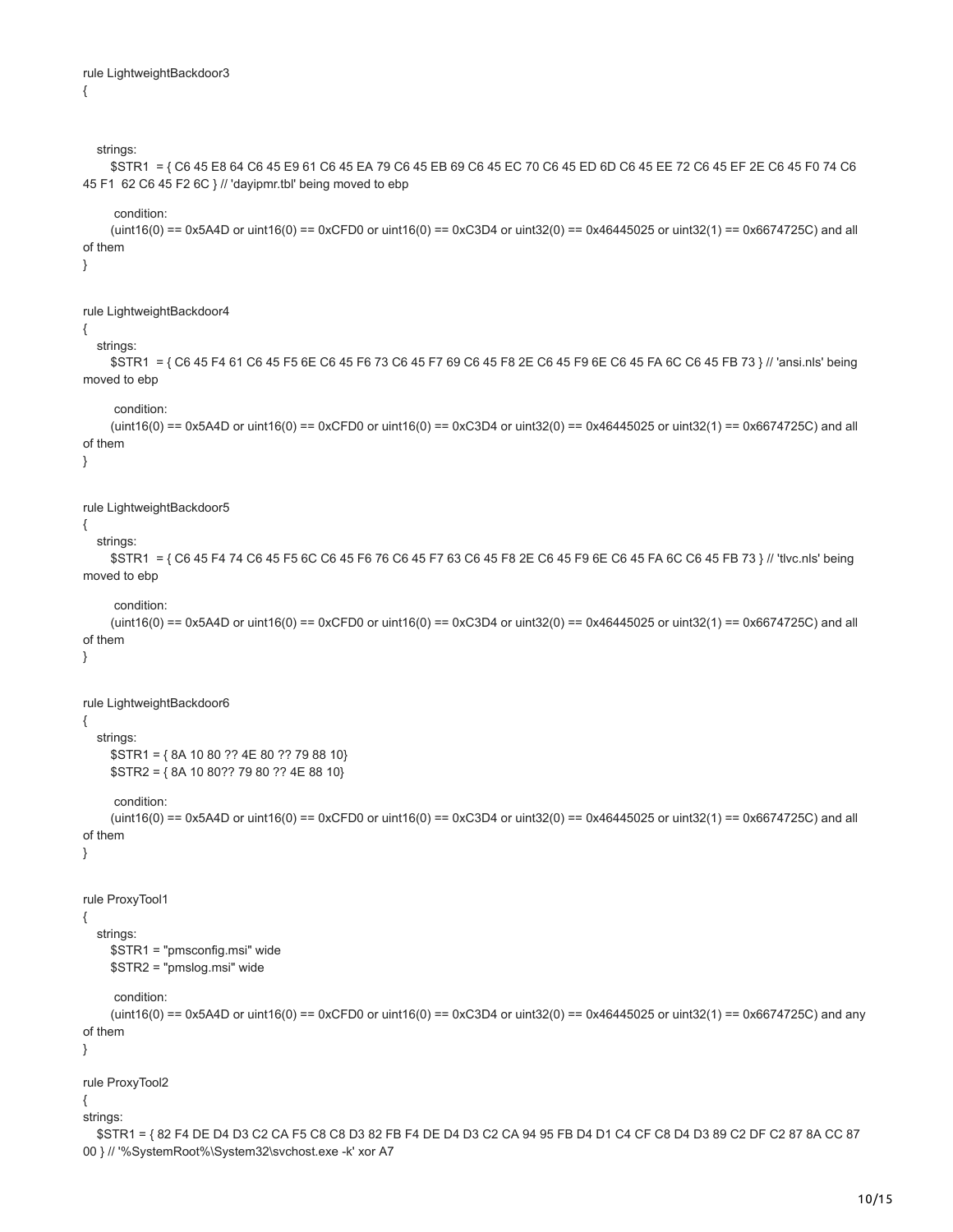```
rule LightweightBackdoor3
{


   strings:
      $STR1  = { C6 45 E8 64 C6 45 E9 61 C6 45 EA 79 C6 45 EB 69 C6 45 EC 70 C6 45 ED 6D C6 45 EE 72 C6 45 EF 2E C6 45 F0 74 C6 45 F1  62 C6 45 F2 6C } // 'dayipmr.tbl' being moved to ebp

       condition:
      (uint16(0) == 0x5A4D or uint16(0) == 0xCFD0 or uint16(0) == 0xC3D4 or uint32(0) == 0x46445025 or uint32(1) == 0x6674725C) and all of them
}


rule LightweightBackdoor4
{
   strings:
      $STR1  = { C6 45 F4 61 C6 45 F5 6E C6 45 F6 73 C6 45 F7 69 C6 45 F8 2E C6 45 F9 6E C6 45 FA 6C C6 45 FB 73 } // 'ansi.nls' being moved to ebp

       condition:
      (uint16(0) == 0x5A4D or uint16(0) == 0xCFD0 or uint16(0) == 0xC3D4 or uint32(0) == 0x46445025 or uint32(1) == 0x6674725C) and all of them
}


rule LightweightBackdoor5
{
   strings:
      $STR1  = { C6 45 F4 74 C6 45 F5 6C C6 45 F6 76 C6 45 F7 63 C6 45 F8 2E C6 45 F9 6E C6 45 FA 6C C6 45 FB 73 } // 'tlvc.nls' being moved to ebp

       condition:
      (uint16(0) == 0x5A4D or uint16(0) == 0xCFD0 or uint16(0) == 0xC3D4 or uint32(0) == 0x46445025 or uint32(1) == 0x6674725C) and all of them
}


rule LightweightBackdoor6
{
   strings:
      $STR1 = { 8A 10 80 ?? 4E 80 ?? 79 88 10}
      $STR2 = { 8A 10 80?? 79 80 ?? 4E 88 10}

       condition:
      (uint16(0) == 0x5A4D or uint16(0) == 0xCFD0 or uint16(0) == 0xC3D4 or uint32(0) == 0x46445025 or uint32(1) == 0x6674725C) and all of them
}


rule ProxyTool1
{
   strings:
      $STR1 = "pmsconfig.msi" wide
      $STR2 = "pmslog.msi" wide

       condition:
      (uint16(0) == 0x5A4D or uint16(0) == 0xCFD0 or uint16(0) == 0xC3D4 or uint32(0) == 0x46445025 or uint32(1) == 0x6674725C) and any of them
}

rule ProxyTool2
{
strings:
   $STR1 = { 82 F4 DE D4 D3 C2 CA F5 C8 C8 D3 82 FB F4 DE D4 D3 C2 CA 94 95 FB D4 D1 C4 CF C8 D4 D3 89 C2 DF C2 87 8A CC 87 00 } // '%SystemRoot%\System32\svchost.exe -k' xor A7
```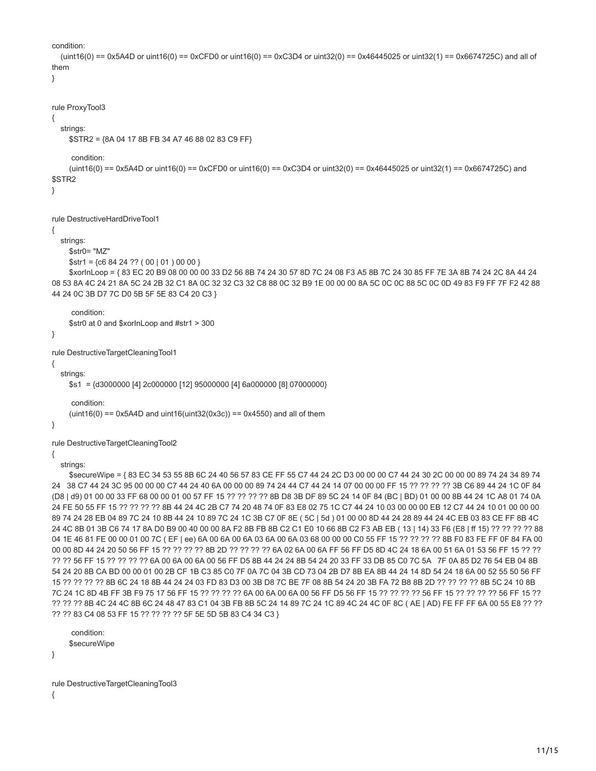```
condition:
   (uint16(0) == 0x5A4D or uint16(0) == 0xCFD0 or uint16(0) == 0xC3D4 or uint32(0) == 0x46445025 or uint32(1) == 0x6674725C) and all of them
}

rule ProxyTool3
{
   strings:
      $STR2 = {8A 04 17 8B FB 34 A7 46 88 02 83 C9 FF}

      condition:
      (uint16(0) == 0x5A4D or uint16(0) == 0xCFD0 or uint16(0) == 0xC3D4 or uint32(0) == 0x46445025 or uint32(1) == 0x6674725C) and $STR2
}

rule DestructiveHardDriveTool1
{
   strings:
      $str0= "MZ"
      $str1 = {c6 84 24 ?? ( 00 | 01 ) 00 00 }
      $xorInLoop = { 83 EC 20 B9 08 00 00 00 33 D2 56 8B 74 24 30 57 8D 7C 24 08 F3 A5 8B 7C 24 30 85 FF 7E 3A 8B 74 24 2C 8A 44 24 08 53 8A 4C 24 21 8A 5C 24 2B 32 C1 8A 0C 32 32 C3 32 C8 88 0C 32 B9 1E 00 00 00 8A 5C 0C 0C 88 5C 0C 0D 49 83 F9 FF 7F F2 42 88 44 24 0C 3B D7 7C D0 5B 5F 5E 83 C4 20 C3 }

      condition:
      $str0 at 0 and $xorInLoop and #str1 > 300
}

rule DestructiveTargetCleaningTool1
{
   strings:
      $s1 = {d3000000 [4] 2c000000 [12] 95000000 [4] 6a000000 [8] 07000000}

      condition:
      (uint16(0) == 0x5A4D and uint16(uint32(0x3c)) == 0x4550) and all of them
}

rule DestructiveTargetCleaningTool2
{
   strings:
      $secureWipe = { 83 EC 34 53 55 8B 6C 24 40 56 57 83 CE FF 55 C7 44 24 2C D3 00 00 00 C7 44 24 30 2C 00 00 00 89 74 24 34 89 74 24   38 C7 44 24 3C 95 00 00 00 C7 44 24 40 6A 00 00 00 89 74 24 44 C7 44 24 14 07 00 00 00 FF 15 ?? ?? ?? ?? 3B C6 89 44 24 1C 0F 84 (D8 | d9) 01 00 00 33 FF 68 00 00 01 00 57 FF 15 ?? ?? ?? ?? 8B D8 3B DF 89 5C 24 14 0F 84 (BC | BD) 01 00 00 8B 44 24 1C A8 01 74 0A 24 FE 50 55 FF 15 ?? ?? ?? ?? 8B 44 24 4C 2B C7 74 20 48 74 0F 83 E8 02 75 1C C7 44 24 10 03 00 00 00 EB 12 C7 44 24 10 01 00 00 00 89 74 24 28 EB 04 89 7C 24 10 8B 44 24 10 89 7C 24 1C 3B C7 0F 8E ( 5C | 5d ) 01 00 00 8D 44 24 28 89 44 24 4C EB 03 83 CE FF 8B 4C 24 4C 8B 01 3B C6 74 17 8A D0 B9 00 40 00 00 8A F2 8B FB 8B C2 C1 E0 10 66 8B C2 F3 AB EB ( 13 | 14) 33 F6 (E8 | ff 15) ?? ?? ?? ?? 88 04 1E 46 81 FE 00 00 01 00 7C ( EF | ee) 6A 00 6A 00 6A 03 6A 00 6A 03 68 00 00 00 C0 55 FF 15 ?? ?? ?? ?? 8B F0 83 FE FF 0F 84 FA 00 00 00 8D 44 24 20 50 56 FF 15 ?? ?? ?? ?? 8B 2D ?? ?? ?? ?? 6A 02 6A 00 6A FF 56 FF D5 8D 4C 24 18 6A 00 51 6A 01 53 56 FF 15 ?? ?? ?? ?? 56 FF 15 ?? ?? ?? ?? 6A 00 6A 00 6A 00 56 FF D5 8B 44 24 24 8B 54 24 20 33 FF 33 DB 85 C0 7C 5A   7F 0A 85 D2 76 54 EB 04 8B 54 24 20 8B CA BD 00 00 01 00 2B CF 1B C3 85 C0 7F 0A 7C 04 3B CD 73 04 2B D7 8B EA 8B 44 24 14 8D 54 24 18 6A 00 52 55 50 56 FF 15 ?? ?? ?? ?? 8B 6C 24 18 8B 44 24 24 03 FD 83 D3 00 3B D8 7C BE 7F 08 8B 54 24 20 3B FA 72 B8 8B 2D ?? ?? ?? ?? 8B 5C 24 10 8B 7C 24 1C 8D 4B FF 3B F9 75 17 56 FF 15 ?? ?? ?? ?? 6A 00 6A 00 6A 00 56 FF D5 56 FF 15 ?? ?? ?? ?? 56 FF 15 ?? ?? ?? ?? 56 FF 15 ?? ?? ?? ?? 8B 4C 24 4C 8B 6C 24 48 47 83 C1 04 3B FB 8B 5C 24 14 89 7C 24 1C 89 4C 24 4C 0F 8C ( AE | AD) FE FF FF 6A 00 55 E8 ?? ?? ?? ?? 83 C4 08 53 FF 15 ?? ?? ?? ?? 5F 5E 5D 5B 83 C4 34 C3 }

      condition:
      $secureWipe
}

rule DestructiveTargetCleaningTool3
{
```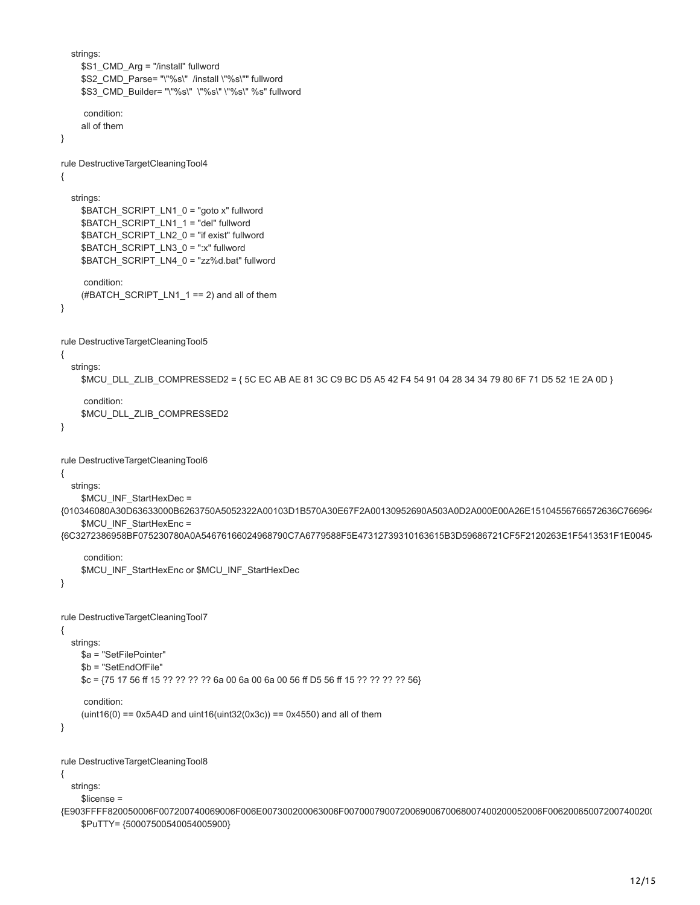```
    strings:
        $S1_CMD_Arg = "/install" fullword
        $S2_CMD_Parse= "\"%s\"  /install \"%s\"" fullword
        $S3_CMD_Builder= "\"%s\"  \"%s\" \"%s\" %s" fullword

        condition:
        all of them
}

rule DestructiveTargetCleaningTool4
{

    strings:
        $BATCH_SCRIPT_LN1_0 = "goto x" fullword
        $BATCH_SCRIPT_LN1_1 = "del" fullword
        $BATCH_SCRIPT_LN2_0 = "if exist" fullword
        $BATCH_SCRIPT_LN3_0 = ":x" fullword
        $BATCH_SCRIPT_LN4_0 = "zz%d.bat" fullword

        condition:
        (#BATCH_SCRIPT_LN1_1 == 2) and all of them
}


rule DestructiveTargetCleaningTool5
{
    strings:
        $MCU_DLL_ZLIB_COMPRESSED2 = { 5C EC AB AE 81 3C C9 BC D5 A5 42 F4 54 91 04 28 34 34 79 80 6F 71 D5 52 1E 2A 0D }

        condition:
        $MCU_DLL_ZLIB_COMPRESSED2
}


rule DestructiveTargetCleaningTool6
{
    strings:
        $MCU_INF_StartHexDec =
{010346080A30D63633000B6263750A5052322A00103D1B570A30E67F2A00130952690A503A0D2A000E00A26E15104556766572636C766964
        $MCU_INF_StartHexEnc =
{6C3272386958BF075230780A0A54676166024968790C7A6779588F5E47312739310163615B3D59686721CF5F2120263E1F5413531F1E0045

        condition:
        $MCU_INF_StartHexEnc or $MCU_INF_StartHexDec
}


rule DestructiveTargetCleaningTool7
{
    strings:
        $a = "SetFilePointer"
        $b = "SetEndOfFile"
        $c = {75 17 56 ff 15 ?? ?? ?? ?? 6a 00 6a 00 6a 00 56 ff D5 56 ff 15 ?? ?? ?? ?? 56}

        condition:
        (uint16(0) == 0x5A4D and uint16(uint32(0x3c)) == 0x4550) and all of them
}


rule DestructiveTargetCleaningTool8
{
    strings:
        $license =
{E903FFFF820050006F007200740069006F006E007300200063006F00700079007200690067006800740020005200006F00620065007200740020
        $PuTTY= {50007500540054005900}
```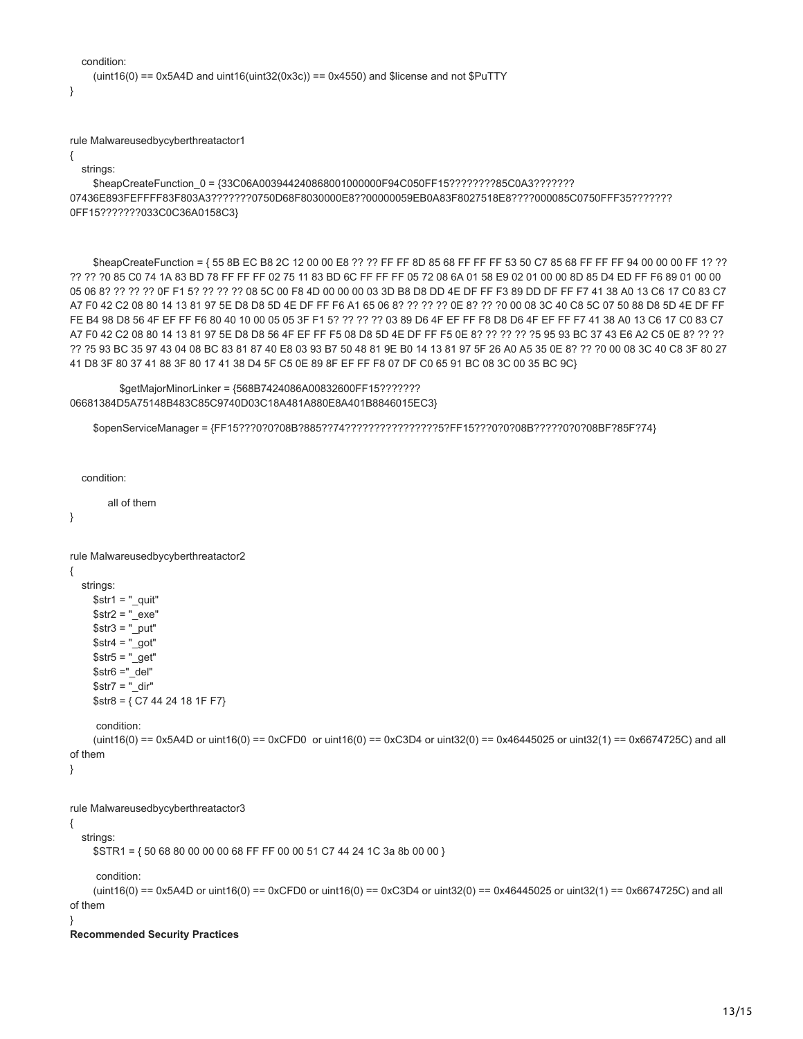```
    condition:
        (uint16(0) == 0x5A4D and uint16(uint32(0x3c)) == 0x4550) and $license and not $PuTTY
}


rule Malwareusedbycyberthreatactor1
{
    strings:
        $heapCreateFunction_0 = {33C06A003944240868001000000F94C050FF15???????85C0A3???????
07436E893FEFFFF83F803A3???????0750D68F8030000E8??00000059EB0A83F8027518E8????000085C0750FFF35???????
0FF15???????033C0C36A0158C3}


        $heapCreateFunction = { 55 8B EC B8 2C 12 00 00 E8 ?? ?? FF FF 8D 85 68 FF FF FF 53 50 C7 85 68 FF FF FF 94 00 00 00 FF 1? ??
?? ?? ?0 85 C0 74 1A 83 BD 78 FF FF FF 02 75 11 83 BD 6C FF FF FF 05 72 08 6A 01 58 E9 02 01 00 00 8D 85 D4 ED FF F6 89 01 00 00
05 06 8? ?? ?? ?? 0F F1 5? ?? ?? ?? 08 5C 00 F8 4D 00 00 00 03 3D B8 D8 DD 4E DF FF F3 89 DD DF FF F7 41 38 A0 13 C6 17 C0 83 C7
A7 F0 42 C2 08 80 14 13 81 97 5E D8 D8 5D 4E DF FF F6 A1 65 06 8? ?? ?? ?? 0E 8? ?? ?0 00 08 3C 40 C8 5C 07 50 88 D8 5D 4E DF FF
FE B4 98 D8 56 4F EF FF F6 80 40 10 00 05 05 3F F1 5? ?? ?? ?? 03 89 D6 4F EF FF F8 D8 D6 4F EF FF F7 41 38 A0 13 C6 17 C0 83 C7
A7 F0 42 C2 08 80 14 13 81 97 5E D8 D8 56 4F EF FF F5 08 D8 5D 4E DF FF F5 0E 8? ?? ?? ?? ?5 95 93 BC 37 43 E6 A2 C5 0E 8? ?? ??
?? ?5 93 BC 35 97 43 04 08 BC 83 81 87 40 E8 03 93 B7 50 48 81 9E B0 14 13 81 97 5F 26 A0 A5 35 0E 8? ?? ?0 00 08 3C 40 C8 3F 80 27
41 D8 3F 80 37 41 88 3F 80 17 41 38 D4 5F C5 0E 89 8F EF FF F8 07 DF C0 65 91 BC 08 3C 00 35 BC 9C}

        $getMajorMinorLinker = {568B7424086A00832600FF15???????
06681384D5A75148B483C85C9740D03C18A481A880E8A401B8846015EC3}

        $openServiceManager = {FF15???0?0?08B?885??74????????????????5?FF15???0?0?08B?????0?0?08BF?85F?74}


    condition:

        all of them
}


rule Malwareusedbycyberthreatactor2
{
    strings:
        $str1 = "_quit"
        $str2 = "_exe"
        $str3 = "_put"
        $str4 = "_got"
        $str5 = "_get"
        $str6 ="_del"
        $str7 = "_dir"
        $str8 = { C7 44 24 18 1F F7}

        condition:
        (uint16(0) == 0x5A4D or uint16(0) == 0xCFD0  or uint16(0) == 0xC3D4 or uint32(0) == 0x46445025 or uint32(1) == 0x6674725C) and all
of them
}


rule Malwareusedbycyberthreatactor3
{
    strings:
        $STR1 = { 50 68 80 00 00 00 68 FF FF 00 00 51 C7 44 24 1C 3a 8b 00 00 }

        condition:
        (uint16(0) == 0x5A4D or uint16(0) == 0xCFD0 or uint16(0) == 0xC3D4 or uint32(0) == 0x46445025 or uint32(1) == 0x6674725C) and all
of them
}
```

**Recommended Security Practices**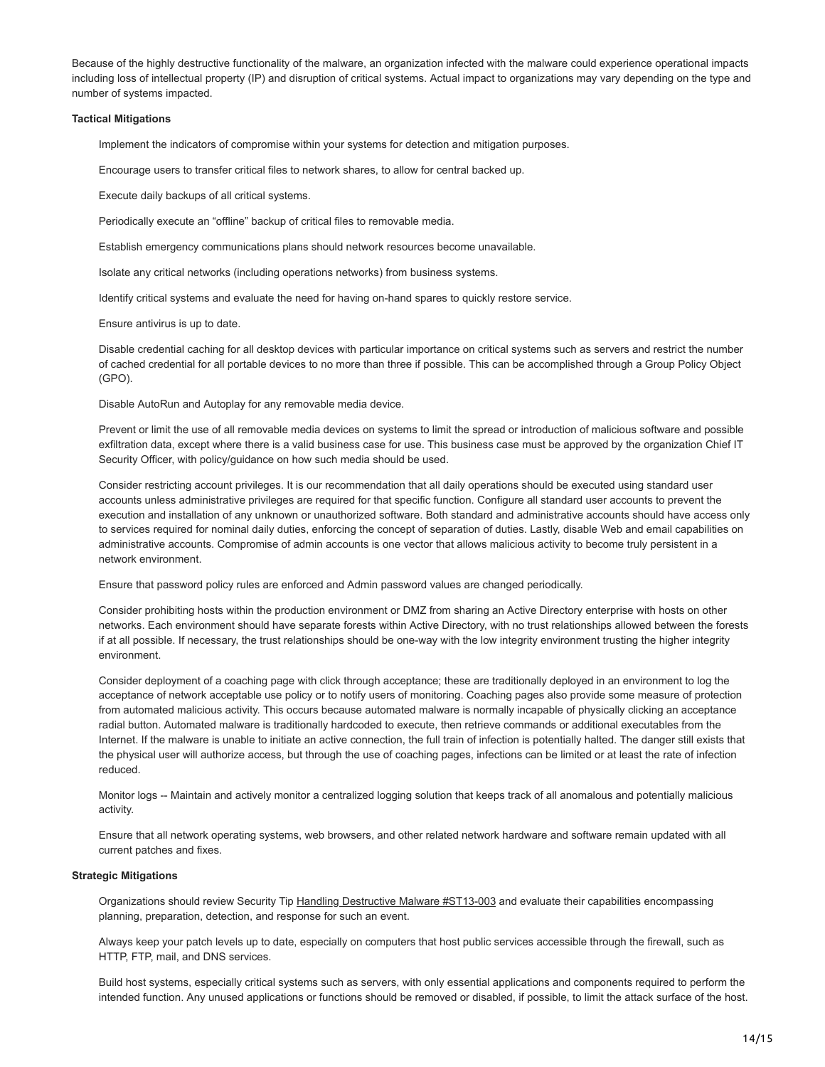Because of the highly destructive functionality of the malware, an organization infected with the malware could experience operational impacts including loss of intellectual property (IP) and disruption of critical systems. Actual impact to organizations may vary depending on the type and number of systems impacted.

**Tactical Mitigations**

Implement the indicators of compromise within your systems for detection and mitigation purposes.

Encourage users to transfer critical files to network shares, to allow for central backed up.

Execute daily backups of all critical systems.

Periodically execute an “offline” backup of critical files to removable media.

Establish emergency communications plans should network resources become unavailable.

Isolate any critical networks (including operations networks) from business systems.

Identify critical systems and evaluate the need for having on-hand spares to quickly restore service.

Ensure antivirus is up to date.

Disable credential caching for all desktop devices with particular importance on critical systems such as servers and restrict the number of cached credential for all portable devices to no more than three if possible. This can be accomplished through a Group Policy Object (GPO).

Disable AutoRun and Autoplay for any removable media device.

Prevent or limit the use of all removable media devices on systems to limit the spread or introduction of malicious software and possible exfiltration data, except where there is a valid business case for use. This business case must be approved by the organization Chief IT Security Officer, with policy/guidance on how such media should be used.

Consider restricting account privileges. It is our recommendation that all daily operations should be executed using standard user accounts unless administrative privileges are required for that specific function. Configure all standard user accounts to prevent the execution and installation of any unknown or unauthorized software. Both standard and administrative accounts should have access only to services required for nominal daily duties, enforcing the concept of separation of duties. Lastly, disable Web and email capabilities on administrative accounts. Compromise of admin accounts is one vector that allows malicious activity to become truly persistent in a network environment.

Ensure that password policy rules are enforced and Admin password values are changed periodically.

Consider prohibiting hosts within the production environment or DMZ from sharing an Active Directory enterprise with hosts on other networks. Each environment should have separate forests within Active Directory, with no trust relationships allowed between the forests if at all possible. If necessary, the trust relationships should be one-way with the low integrity environment trusting the higher integrity environment.

Consider deployment of a coaching page with click through acceptance; these are traditionally deployed in an environment to log the acceptance of network acceptable use policy or to notify users of monitoring. Coaching pages also provide some measure of protection from automated malicious activity. This occurs because automated malware is normally incapable of physically clicking an acceptance radial button. Automated malware is traditionally hardcoded to execute, then retrieve commands or additional executables from the Internet. If the malware is unable to initiate an active connection, the full train of infection is potentially halted. The danger still exists that the physical user will authorize access, but through the use of coaching pages, infections can be limited or at least the rate of infection reduced.

Monitor logs -- Maintain and actively monitor a centralized logging solution that keeps track of all anomalous and potentially malicious activity.

Ensure that all network operating systems, web browsers, and other related network hardware and software remain updated with all current patches and fixes.

**Strategic Mitigations**

Organizations should review Security Tip Handling Destructive Malware #ST13-003 and evaluate their capabilities encompassing planning, preparation, detection, and response for such an event.

Always keep your patch levels up to date, especially on computers that host public services accessible through the firewall, such as HTTP, FTP, mail, and DNS services.

Build host systems, especially critical systems such as servers, with only essential applications and components required to perform the intended function. Any unused applications or functions should be removed or disabled, if possible, to limit the attack surface of the host.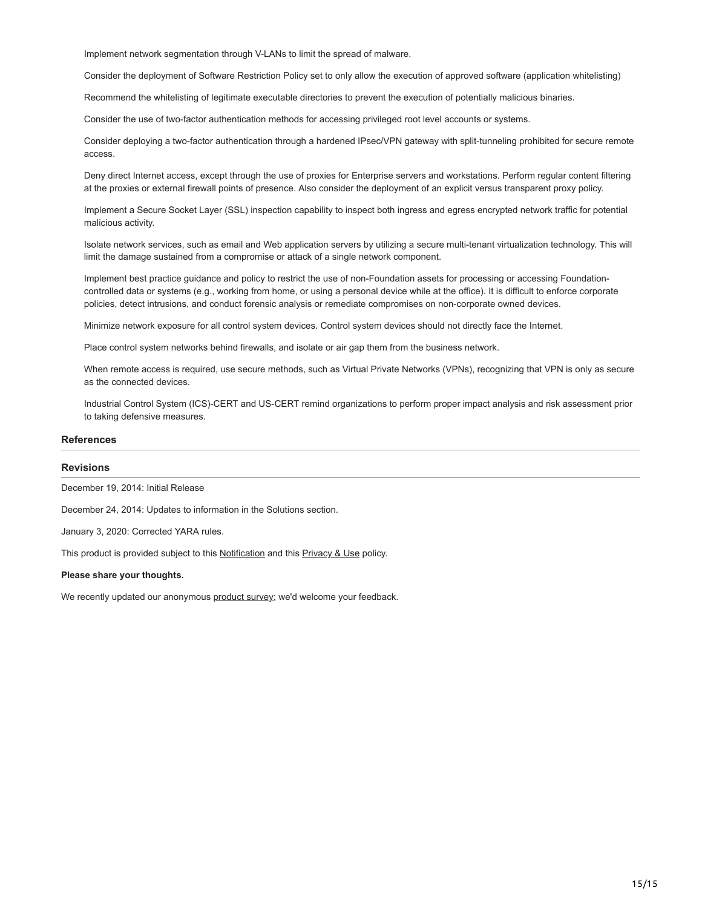Implement network segmentation through V-LANs to limit the spread of malware.

Consider the deployment of Software Restriction Policy set to only allow the execution of approved software (application whitelisting)

Recommend the whitelisting of legitimate executable directories to prevent the execution of potentially malicious binaries.

Consider the use of two-factor authentication methods for accessing privileged root level accounts or systems.

Consider deploying a two-factor authentication through a hardened IPsec/VPN gateway with split-tunneling prohibited for secure remote access.

Deny direct Internet access, except through the use of proxies for Enterprise servers and workstations. Perform regular content filtering at the proxies or external firewall points of presence. Also consider the deployment of an explicit versus transparent proxy policy.

Implement a Secure Socket Layer (SSL) inspection capability to inspect both ingress and egress encrypted network traffic for potential malicious activity.

Isolate network services, such as email and Web application servers by utilizing a secure multi-tenant virtualization technology. This will limit the damage sustained from a compromise or attack of a single network component.

Implement best practice guidance and policy to restrict the use of non-Foundation assets for processing or accessing Foundation-controlled data or systems (e.g., working from home, or using a personal device while at the office). It is difficult to enforce corporate policies, detect intrusions, and conduct forensic analysis or remediate compromises on non-corporate owned devices.

Minimize network exposure for all control system devices. Control system devices should not directly face the Internet.

Place control system networks behind firewalls, and isolate or air gap them from the business network.

When remote access is required, use secure methods, such as Virtual Private Networks (VPNs), recognizing that VPN is only as secure as the connected devices.

Industrial Control System (ICS)-CERT and US-CERT remind organizations to perform proper impact analysis and risk assessment prior to taking defensive measures.

### References

### Revisions

December 19, 2014: Initial Release

December 24, 2014: Updates to information in the Solutions section.

January 3, 2020: Corrected YARA rules.

This product is provided subject to this Notification and this Privacy & Use policy.

**Please share your thoughts.**

We recently updated our anonymous product survey; we'd welcome your feedback.